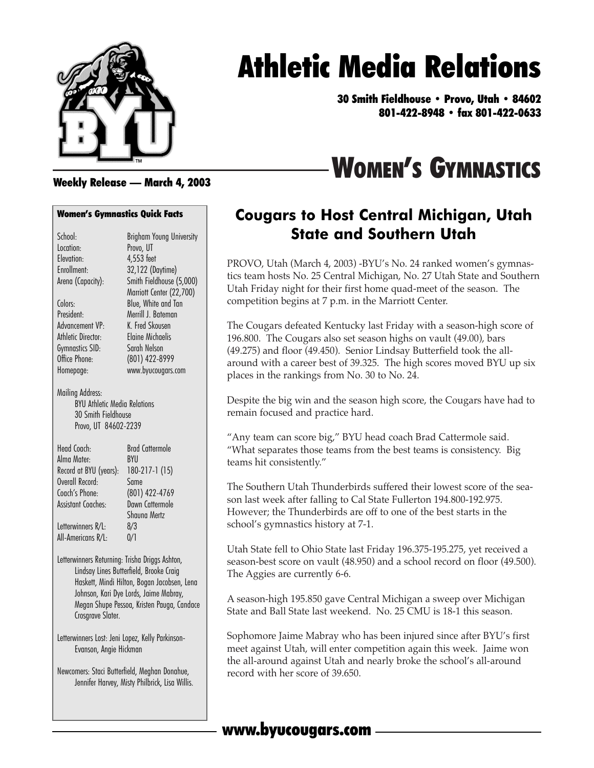# Athletic Media Relations

**30 Smith Fieldhouse • Provo, Utah • 84602**
**801-422-8948 • fax 801-422-0633**

# WOMEN'S GYMNASTICS

**Weekly Release — March 4, 2003**

## Cougars to Host Central Michigan, Utah State and Southern Utah

PROVO, Utah (March 4, 2003) -BYU's No. 24 ranked women's gymnastics team hosts No. 25 Central Michigan, No. 27 Utah State and Southern Utah Friday night for their first home quad-meet of the season. The competition begins at 7 p.m. in the Marriott Center.

The Cougars defeated Kentucky last Friday with a season-high score of 196.800. The Cougars also set season highs on vault (49.00), bars (49.275) and floor (49.450). Senior Lindsay Butterfield took the all-around with a career best of 39.325. The high scores moved BYU up six places in the rankings from No. 30 to No. 24.

Despite the big win and the season high score, the Cougars have had to remain focused and practice hard.

"Any team can score big," BYU head coach Brad Cattermole said. "What separates those teams from the best teams is consistency. Big teams hit consistently."

The Southern Utah Thunderbirds suffered their lowest score of the season last week after falling to Cal State Fullerton 194.800-192.975. However; the Thunderbirds are off to one of the best starts in the school's gymnastics history at 7-1.

Utah State fell to Ohio State last Friday 196.375-195.275, yet received a season-best score on vault (48.950) and a school record on floor (49.500). The Aggies are currently 6-6.

A season-high 195.850 gave Central Michigan a sweep over Michigan State and Ball State last weekend. No. 25 CMU is 18-1 this season.

Sophomore Jaime Mabray who has been injured since after BYU's first meet against Utah, will enter competition again this week. Jaime won the all-around against Utah and nearly broke the school's all-around record with her score of 39.650.

### Women's Gymnastics Quick Facts

| | |
|---|---|
| School: | Brigham Young University |
| Location: | Provo, UT |
| Elevation: | 4,553 feet |
| Enrollment: | 32,122 (Daytime) |
| Arena (Capacity): | Smith Fieldhouse (5,000)<br>Marriott Center (22,700) |
| Colors: | Blue, White and Tan |
| President: | Merrill J. Bateman |
| Advancement VP: | K. Fred Skousen |
| Athletic Director: | Elaine Michaelis |
| Gymnastics SID: | Sarah Nelson |
| Office Phone: | (801) 422-8999 |
| Homepage: | www.byucougars.com |

Mailing Address:
BYU Athletic Media Relations
30 Smith Fieldhouse
Provo, UT 84602-2239

| | |
|---|---|
| Head Coach: | Brad Cattermole |
| Alma Mater: | BYU |
| Record at BYU (years): | 180-217-1 (15) |
| Overall Record: | Same |
| Coach's Phone: | (801) 422-4769 |
| Assistant Coaches: | Dawn Cattermole<br>Shauna Mertz |
| Letterwinners R/L: | 8/3 |
| All-Americans R/L: | 0/1 |

Letterwinners Returning: Trisha Driggs Ashton, Lindsay Lines Butterfield, Brooke Craig Haskett, Mindi Hilton, Bogan Jacobsen, Lena Johnson, Kari Dye Lords, Jaime Mabray, Megan Shupe Pessoa, Kristen Pauga, Candace Crosgrave Slater.

Letterwinners Lost: Jeni Lopez, Kelly Parkinson-Evanson, Angie Hickman

Newcomers: Staci Butterfield, Meghan Donahue, Jennifer Harvey, Misty Philbrick, Lisa Willis.

**www.byucougars.com**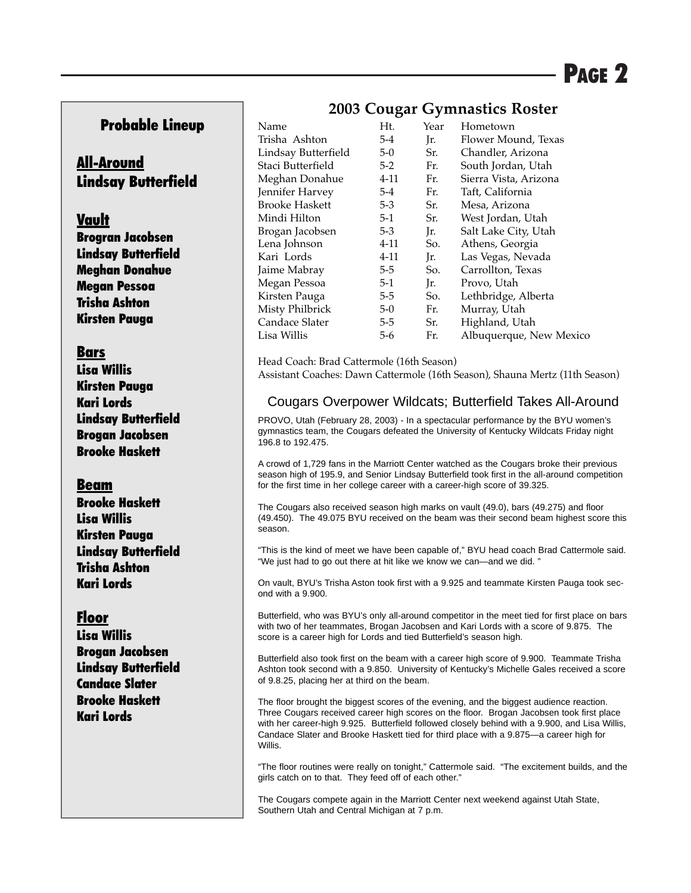## Probable Lineup

### All-Around
**Lindsay Butterfield**

### Vault
**Brogran Jacobsen**
**Lindsay Butterfield**
**Meghan Donahue**
**Megan Pessoa**
**Trisha Ashton**
**Kirsten Pauga**

### Bars
**Lisa Willis**
**Kirsten Pauga**
**Kari Lords**
**Lindsay Butterfield**
**Brogan Jacobsen**
**Brooke Haskett**

### Beam
**Brooke Haskett**
**Lisa Willis**
**Kirsten Pauga**
**Lindsay Butterfield**
**Trisha Ashton**
**Kari Lords**

### Floor
**Lisa Willis**
**Brogan Jacobsen**
**Lindsay Butterfield**
**Candace Slater**
**Brooke Haskett**
**Kari Lords**

## 2003 Cougar Gymnastics Roster

| Name | Ht. | Year | Hometown |
|---|---|---|---|
| Trisha Ashton | 5-4 | Jr. | Flower Mound, Texas |
| Lindsay Butterfield | 5-0 | Sr. | Chandler, Arizona |
| Staci Butterfield | 5-2 | Fr. | South Jordan, Utah |
| Meghan Donahue | 4-11 | Fr. | Sierra Vista, Arizona |
| Jennifer Harvey | 5-4 | Fr. | Taft, California |
| Brooke Haskett | 5-3 | Sr. | Mesa, Arizona |
| Mindi Hilton | 5-1 | Sr. | West Jordan, Utah |
| Brogan Jacobsen | 5-3 | Jr. | Salt Lake City, Utah |
| Lena Johnson | 4-11 | So. | Athens, Georgia |
| Kari Lords | 4-11 | Jr. | Las Vegas, Nevada |
| Jaime Mabray | 5-5 | So. | Carrollton, Texas |
| Megan Pessoa | 5-1 | Jr. | Provo, Utah |
| Kirsten Pauga | 5-5 | So. | Lethbridge, Alberta |
| Misty Philbrick | 5-0 | Fr. | Murray, Utah |
| Candace Slater | 5-5 | Sr. | Highland, Utah |
| Lisa Willis | 5-6 | Fr. | Albuquerque, New Mexico |

Head Coach: Brad Cattermole (16th Season)
Assistant Coaches: Dawn Cattermole (16th Season), Shauna Mertz (11th Season)

## Cougars Overpower Wildcats; Butterfield Takes All-Around

PROVO, Utah (February 28, 2003) - In a spectacular performance by the BYU women's gymnastics team, the Cougars defeated the University of Kentucky Wildcats Friday night 196.8 to 192.475.

A crowd of 1,729 fans in the Marriott Center watched as the Cougars broke their previous season high of 195.9, and Senior Lindsay Butterfield took first in the all-around competition for the first time in her college career with a career-high score of 39.325.

The Cougars also received season high marks on vault (49.0), bars (49.275) and floor (49.450). The 49.075 BYU received on the beam was their second beam highest score this season.

"This is the kind of meet we have been capable of," BYU head coach Brad Cattermole said. "We just had to go out there at hit like we know we can—and we did. "

On vault, BYU's Trisha Aston took first with a 9.925 and teammate Kirsten Pauga took second with a 9.900.

Butterfield, who was BYU's only all-around competitor in the meet tied for first place on bars with two of her teammates, Brogan Jacobsen and Kari Lords with a score of 9.875. The score is a career high for Lords and tied Butterfield's season high.

Butterfield also took first on the beam with a career high score of 9.900. Teammate Trisha Ashton took second with a 9.850. University of Kentucky's Michelle Gales received a score of 9.8.25, placing her at third on the beam.

The floor brought the biggest scores of the evening, and the biggest audience reaction. Three Cougars received career high scores on the floor. Brogan Jacobsen took first place with her career-high 9.925. Butterfield followed closely behind with a 9.900, and Lisa Willis, Candace Slater and Brooke Haskett tied for third place with a 9.875—a career high for Willis.

"The floor routines were really on tonight," Cattermole said. "The excitement builds, and the girls catch on to that. They feed off of each other."

The Cougars compete again in the Marriott Center next weekend against Utah State, Southern Utah and Central Michigan at 7 p.m.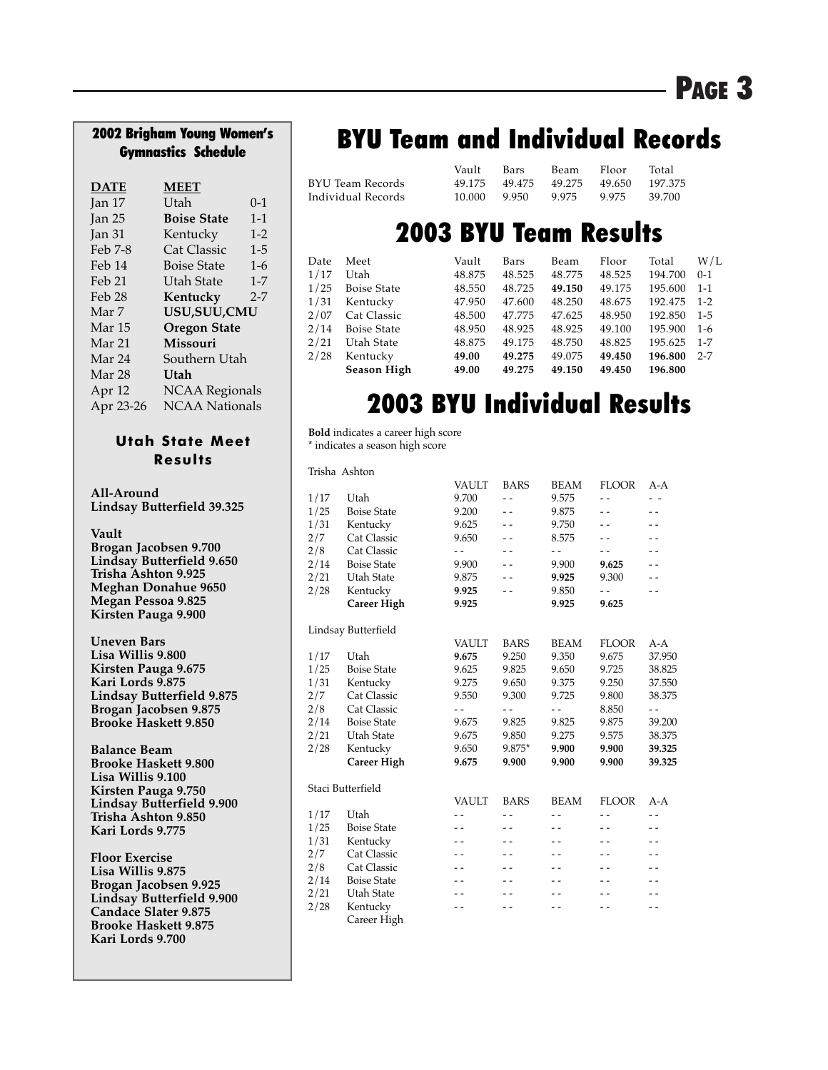## 2002 Brigham Young Women's Gymnastics Schedule

| DATE | MEET | |
|---|---|---|
| Jan 17 | Utah | 0-1 |
| Jan 25 | **Boise State** | 1-1 |
| Jan 31 | Kentucky | 1-2 |
| Feb 7-8 | Cat Classic | 1-5 |
| Feb 14 | Boise State | 1-6 |
| Feb 21 | Utah State | 1-7 |
| Feb 28 | **Kentucky** | 2-7 |
| Mar 7 | **USU,SUU,CMU** | |
| Mar 15 | **Oregon State** | |
| Mar 21 | **Missouri** | |
| Mar 24 | Southern Utah | |
| Mar 28 | **Utah** | |
| Apr 12 | NCAA Regionals | |
| Apr 23-26 | NCAA Nationals | |

### Utah State Meet Results

**All-Around**
**Lindsay Butterfield 39.325**

**Vault**
**Brogan Jacobsen 9.700**
**Lindsay Butterfield 9.650**
**Trisha Ashton 9.925**
**Meghan Donahue 9650**
**Megan Pessoa 9.825**
**Kirsten Pauga 9.900**

**Uneven Bars**
**Lisa Willis 9.800**
**Kirsten Pauga 9.675**
**Kari Lords 9.875**
**Lindsay Butterfield 9.875**
**Brogan Jacobsen 9.875**
**Brooke Haskett 9.850**

**Balance Beam**
**Brooke Haskett 9.800**
**Lisa Willis 9.100**
**Kirsten Pauga 9.750**
**Lindsay Butterfield 9.900**
**Trisha Ashton 9.850**
**Kari Lords 9.775**

**Floor Exercise**
**Lisa Willis 9.875**
**Brogan Jacobsen 9.925**
**Lindsay Butterfield 9.900**
**Candace Slater 9.875**
**Brooke Haskett 9.875**
**Kari Lords 9.700**

# BYU Team and Individual Records

| | Vault | Bars | Beam | Floor | Total |
|---|---|---|---|---|---|
| BYU Team Records | 49.175 | 49.475 | 49.275 | 49.650 | 197.375 |
| Individual Records | 10.000 | 9.950 | 9.975 | 9.975 | 39.700 |

# 2003 BYU Team Results

| Date | Meet | Vault | Bars | Beam | Floor | Total | W/L |
|---|---|---|---|---|---|---|---|
| 1/17 | Utah | 48.875 | 48.525 | 48.775 | 48.525 | 194.700 | 0-1 |
| 1/25 | Boise State | 48.550 | 48.725 | **49.150** | 49.175 | 195.600 | 1-1 |
| 1/31 | Kentucky | 47.950 | 47.600 | 48.250 | 48.675 | 192.475 | 1-2 |
| 2/07 | Cat Classic | 48.500 | 47.775 | 47.625 | 48.950 | 192.850 | 1-5 |
| 2/14 | Boise State | 48.950 | 48.925 | 48.925 | 49.100 | 195.900 | 1-6 |
| 2/21 | Utah State | 48.875 | 49.175 | 48.750 | 48.825 | 195.625 | 1-7 |
| 2/28 | Kentucky | **49.00** | **49.275** | 49.075 | **49.450** | **196.800** | 2-7 |
| | **Season High** | **49.00** | **49.275** | **49.150** | **49.450** | **196.800** | |

# 2003 BYU Individual Results

**Bold** indicates a career high score
* indicates a season high score

Trisha Ashton

| | | VAULT | BARS | BEAM | FLOOR | A-A |
|---|---|---|---|---|---|---|
| 1/17 | Utah | 9.700 | - - | 9.575 | - - | - - |
| 1/25 | Boise State | 9.200 | - - | 9.875 | - - | - - |
| 1/31 | Kentucky | 9.625 | - - | 9.750 | - - | - - |
| 2/7 | Cat Classic | 9.650 | - - | 8.575 | - - | - - |
| 2/8 | Cat Classic | - - | - - | - - | - - | - - |
| 2/14 | Boise State | 9.900 | - - | 9.900 | **9.625** | - - |
| 2/21 | Utah State | 9.875 | - - | **9.925** | 9.300 | - - |
| 2/28 | Kentucky | **9.925** | - - | 9.850 | - - | - - |
| | **Career High** | **9.925** | | **9.925** | **9.625** | |

Lindsay Butterfield

| | | VAULT | BARS | BEAM | FLOOR | A-A |
|---|---|---|---|---|---|---|
| 1/17 | Utah | **9.675** | 9.250 | 9.350 | 9.675 | 37.950 |
| 1/25 | Boise State | 9.625 | 9.825 | 9.650 | 9.725 | 38.825 |
| 1/31 | Kentucky | 9.275 | 9.650 | 9.375 | 9.250 | 37.550 |
| 2/7 | Cat Classic | 9.550 | 9.300 | 9.725 | 9.800 | 38.375 |
| 2/8 | Cat Classic | - - | - - | - - | 8.850 | - - |
| 2/14 | Boise State | 9.675 | 9.825 | 9.825 | 9.875 | 39.200 |
| 2/21 | Utah State | 9.675 | 9.850 | 9.275 | 9.575 | 38.375 |
| 2/28 | Kentucky | 9.650 | 9.875* | **9.900** | **9.900** | **39.325** |
| | **Career High** | **9.675** | **9.900** | **9.900** | **9.900** | **39.325** |

Staci Butterfield

| | | VAULT | BARS | BEAM | FLOOR | A-A |
|---|---|---|---|---|---|---|
| 1/17 | Utah | - - | - - | - - | - - | - - |
| 1/25 | Boise State | - - | - - | - - | - - | - - |
| 1/31 | Kentucky | - - | - - | - - | - - | - - |
| 2/7 | Cat Classic | - - | - - | - - | - - | - - |
| 2/8 | Cat Classic | - - | - - | - - | - - | - - |
| 2/14 | Boise State | - - | - - | - - | - - | - - |
| 2/21 | Utah State | - - | - - | - - | - - | - - |
| 2/28 | Kentucky | - - | - - | - - | - - | - - |
| | Career High | | | | | |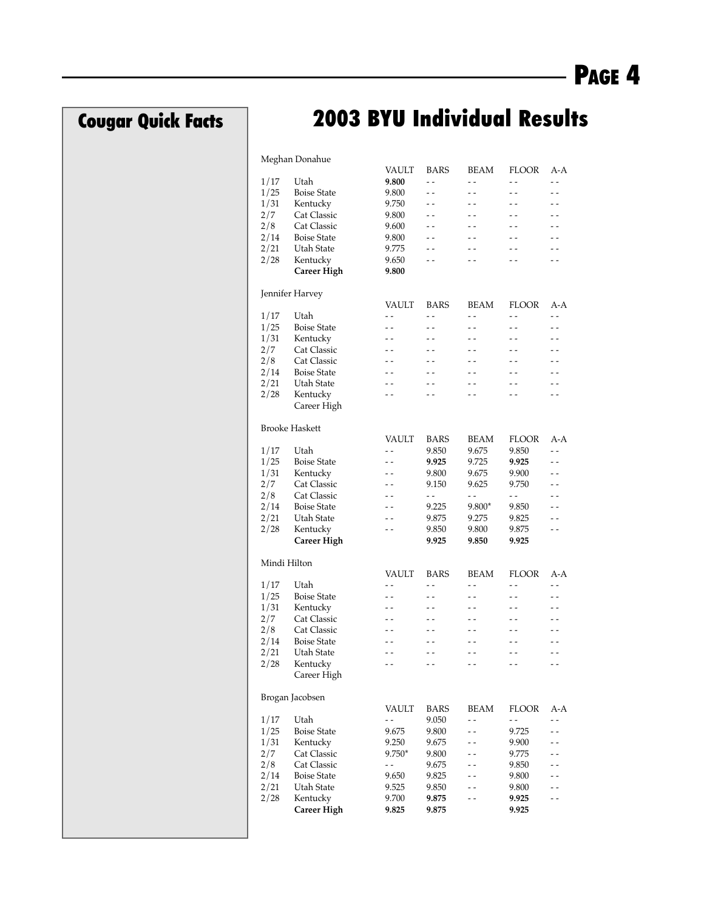## Cougar Quick Facts

# 2003 BYU Individual Results

Meghan Donahue

| | | VAULT | BARS | BEAM | FLOOR | A-A |
|---|---|---|---|---|---|---|
| 1/17 | Utah | **9.800** | - - | - - | - - | - - |
| 1/25 | Boise State | 9.800 | - - | - - | - - | - - |
| 1/31 | Kentucky | 9.750 | - - | - - | - - | - - |
| 2/7 | Cat Classic | 9.800 | - - | - - | - - | - - |
| 2/8 | Cat Classic | 9.600 | - - | - - | - - | - - |
| 2/14 | Boise State | 9.800 | - - | - - | - - | - - |
| 2/21 | Utah State | 9.775 | - - | - - | - - | - - |
| 2/28 | Kentucky | 9.650 | - - | - - | - - | - - |
| | **Career High** | **9.800** | | | | |

Jennifer Harvey

| | | VAULT | BARS | BEAM | FLOOR | A-A |
|---|---|---|---|---|---|---|
| 1/17 | Utah | - - | - - | - - | - - | - - |
| 1/25 | Boise State | - - | - - | - - | - - | - - |
| 1/31 | Kentucky | - - | - - | - - | - - | - - |
| 2/7 | Cat Classic | - - | - - | - - | - - | - - |
| 2/8 | Cat Classic | - - | - - | - - | - - | - - |
| 2/14 | Boise State | - - | - - | - - | - - | - - |
| 2/21 | Utah State | - - | - - | - - | - - | - - |
| 2/28 | Kentucky | - - | - - | - - | - - | - - |
| | Career High | | | | | |

Brooke Haskett

| | | VAULT | BARS | BEAM | FLOOR | A-A |
|---|---|---|---|---|---|---|
| 1/17 | Utah | - - | 9.850 | 9.675 | 9.850 | - - |
| 1/25 | Boise State | - - | **9.925** | 9.725 | **9.925** | - - |
| 1/31 | Kentucky | - - | 9.800 | 9.675 | 9.900 | - - |
| 2/7 | Cat Classic | - - | 9.150 | 9.625 | 9.750 | - - |
| 2/8 | Cat Classic | - - | - - | - - | - - | - - |
| 2/14 | Boise State | - - | 9.225 | 9.800* | 9.850 | - - |
| 2/21 | Utah State | - - | 9.875 | 9.275 | 9.825 | - - |
| 2/28 | Kentucky | - - | 9.850 | 9.800 | 9.875 | - - |
| | **Career High** | | **9.925** | **9.850** | **9.925** | |

Mindi Hilton

| | | VAULT | BARS | BEAM | FLOOR | A-A |
|---|---|---|---|---|---|---|
| 1/17 | Utah | - - | - - | - - | - - | - - |
| 1/25 | Boise State | - - | - - | - - | - - | - - |
| 1/31 | Kentucky | - - | - - | - - | - - | - - |
| 2/7 | Cat Classic | - - | - - | - - | - - | - - |
| 2/8 | Cat Classic | - - | - - | - - | - - | - - |
| 2/14 | Boise State | - - | - - | - - | - - | - - |
| 2/21 | Utah State | - - | - - | - - | - - | - - |
| 2/28 | Kentucky | - - | - - | - - | - - | - - |
| | Career High | | | | | |

Brogan Jacobsen

| | | VAULT | BARS | BEAM | FLOOR | A-A |
|---|---|---|---|---|---|---|
| 1/17 | Utah | - - | 9.050 | - - | - - | - - |
| 1/25 | Boise State | 9.675 | 9.800 | - - | 9.725 | - - |
| 1/31 | Kentucky | 9.250 | 9.675 | - - | 9.900 | - - |
| 2/7 | Cat Classic | 9.750* | 9.800 | - - | 9.775 | - - |
| 2/8 | Cat Classic | - - | 9.675 | - - | 9.850 | - - |
| 2/14 | Boise State | 9.650 | 9.825 | - - | 9.800 | - - |
| 2/21 | Utah State | 9.525 | 9.850 | - - | 9.800 | - - |
| 2/28 | Kentucky | 9.700 | **9.875** | - - | **9.925** | - - |
| | **Career High** | **9.825** | **9.875** | | **9.925** | |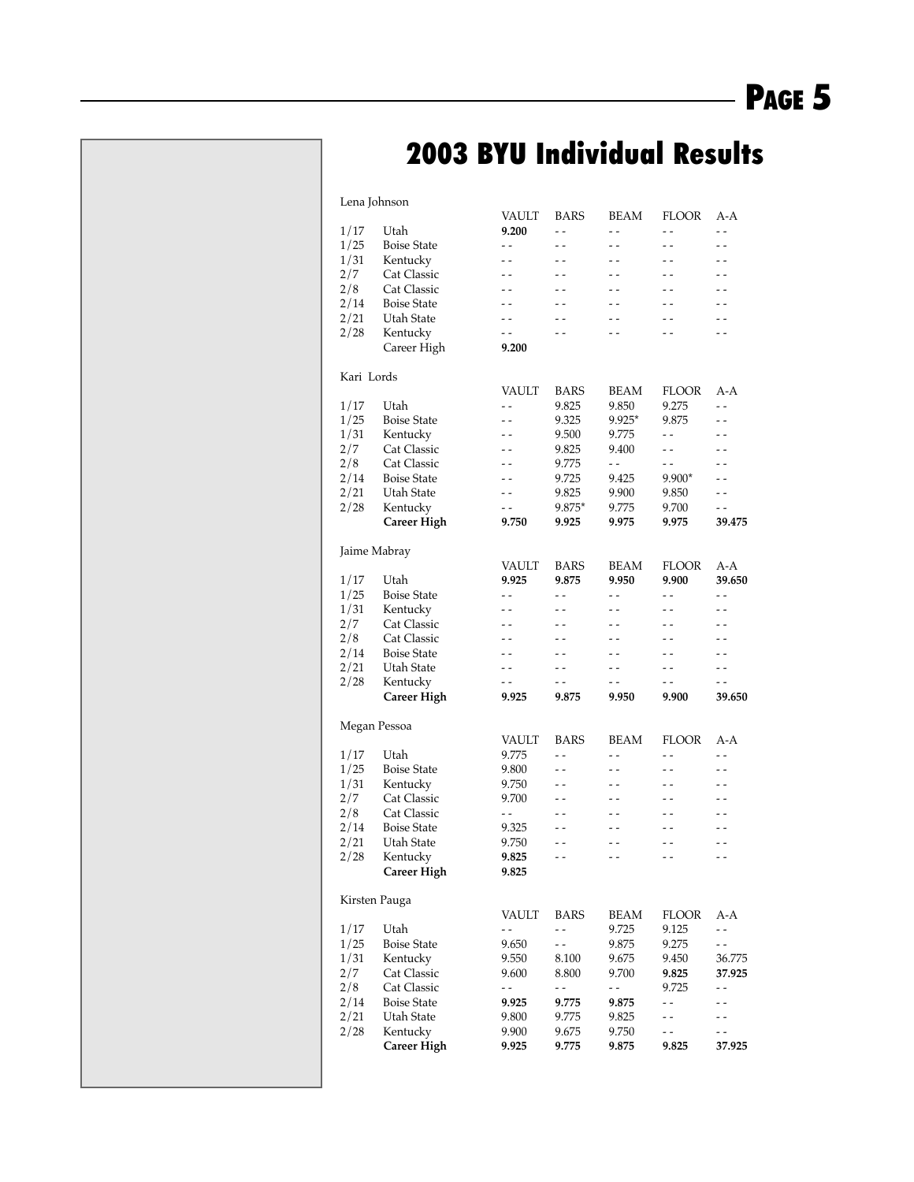# 2003 BYU Individual Results

Lena Johnson

| | | VAULT | BARS | BEAM | FLOOR | A-A |
|---|---|---|---|---|---|---|
| 1/17 | Utah | **9.200** | - - | - - | - - | - - |
| 1/25 | Boise State | - - | - - | - - | - - | - - |
| 1/31 | Kentucky | - - | - - | - - | - - | - - |
| 2/7 | Cat Classic | - - | - - | - - | - - | - - |
| 2/8 | Cat Classic | - - | - - | - - | - - | - - |
| 2/14 | Boise State | - - | - - | - - | - - | - - |
| 2/21 | Utah State | - - | - - | - - | - - | - - |
| 2/28 | Kentucky | - - | - - | - - | - - | - - |
| | Career High | **9.200** | | | | |

Kari Lords

| | | VAULT | BARS | BEAM | FLOOR | A-A |
|---|---|---|---|---|---|---|
| 1/17 | Utah | - - | 9.825 | 9.850 | 9.275 | - - |
| 1/25 | Boise State | - - | 9.325 | 9.925* | 9.875 | - - |
| 1/31 | Kentucky | - - | 9.500 | 9.775 | - - | - - |
| 2/7 | Cat Classic | - - | 9.825 | 9.400 | - - | - - |
| 2/8 | Cat Classic | - - | 9.775 | - - | - - | - - |
| 2/14 | Boise State | - - | 9.725 | 9.425 | 9.900* | - - |
| 2/21 | Utah State | - - | 9.825 | 9.900 | 9.850 | - - |
| 2/28 | Kentucky | - - | 9.875* | 9.775 | 9.700 | - - |
| | **Career High** | **9.750** | **9.925** | **9.975** | **9.975** | **39.475** |

Jaime Mabray

| | | VAULT | BARS | BEAM | FLOOR | A-A |
|---|---|---|---|---|---|---|
| 1/17 | Utah | **9.925** | **9.875** | **9.950** | **9.900** | **39.650** |
| 1/25 | Boise State | - - | - - | - - | - - | - - |
| 1/31 | Kentucky | - - | - - | - - | - - | - - |
| 2/7 | Cat Classic | - - | - - | - - | - - | - - |
| 2/8 | Cat Classic | - - | - - | - - | - - | - - |
| 2/14 | Boise State | - - | - - | - - | - - | - - |
| 2/21 | Utah State | - - | - - | - - | - - | - - |
| 2/28 | Kentucky | - - | - - | - - | - - | - - |
| | **Career High** | **9.925** | **9.875** | **9.950** | **9.900** | **39.650** |

Megan Pessoa

| | | VAULT | BARS | BEAM | FLOOR | A-A |
|---|---|---|---|---|---|---|
| 1/17 | Utah | 9.775 | - - | - - | - - | - - |
| 1/25 | Boise State | 9.800 | - - | - - | - - | - - |
| 1/31 | Kentucky | 9.750 | - - | - - | - - | - - |
| 2/7 | Cat Classic | 9.700 | - - | - - | - - | - - |
| 2/8 | Cat Classic | - - | - - | - - | - - | - - |
| 2/14 | Boise State | 9.325 | - - | - - | - - | - - |
| 2/21 | Utah State | 9.750 | - - | - - | - - | - - |
| 2/28 | Kentucky | **9.825** | - - | - - | - - | - - |
| | **Career High** | **9.825** | | | | |

Kirsten Pauga

| | | VAULT | BARS | BEAM | FLOOR | A-A |
|---|---|---|---|---|---|---|
| 1/17 | Utah | - - | - - | 9.725 | 9.125 | - - |
| 1/25 | Boise State | 9.650 | - - | 9.875 | 9.275 | - - |
| 1/31 | Kentucky | 9.550 | 8.100 | 9.675 | 9.450 | 36.775 |
| 2/7 | Cat Classic | 9.600 | 8.800 | 9.700 | **9.825** | **37.925** |
| 2/8 | Cat Classic | - - | - - | - - | 9.725 | - - |
| 2/14 | Boise State | **9.925** | **9.775** | **9.875** | - - | - - |
| 2/21 | Utah State | 9.800 | 9.775 | 9.825 | - - | - - |
| 2/28 | Kentucky | 9.900 | 9.675 | 9.750 | - - | - - |
| | **Career High** | **9.925** | **9.775** | **9.875** | **9.825** | **37.925** |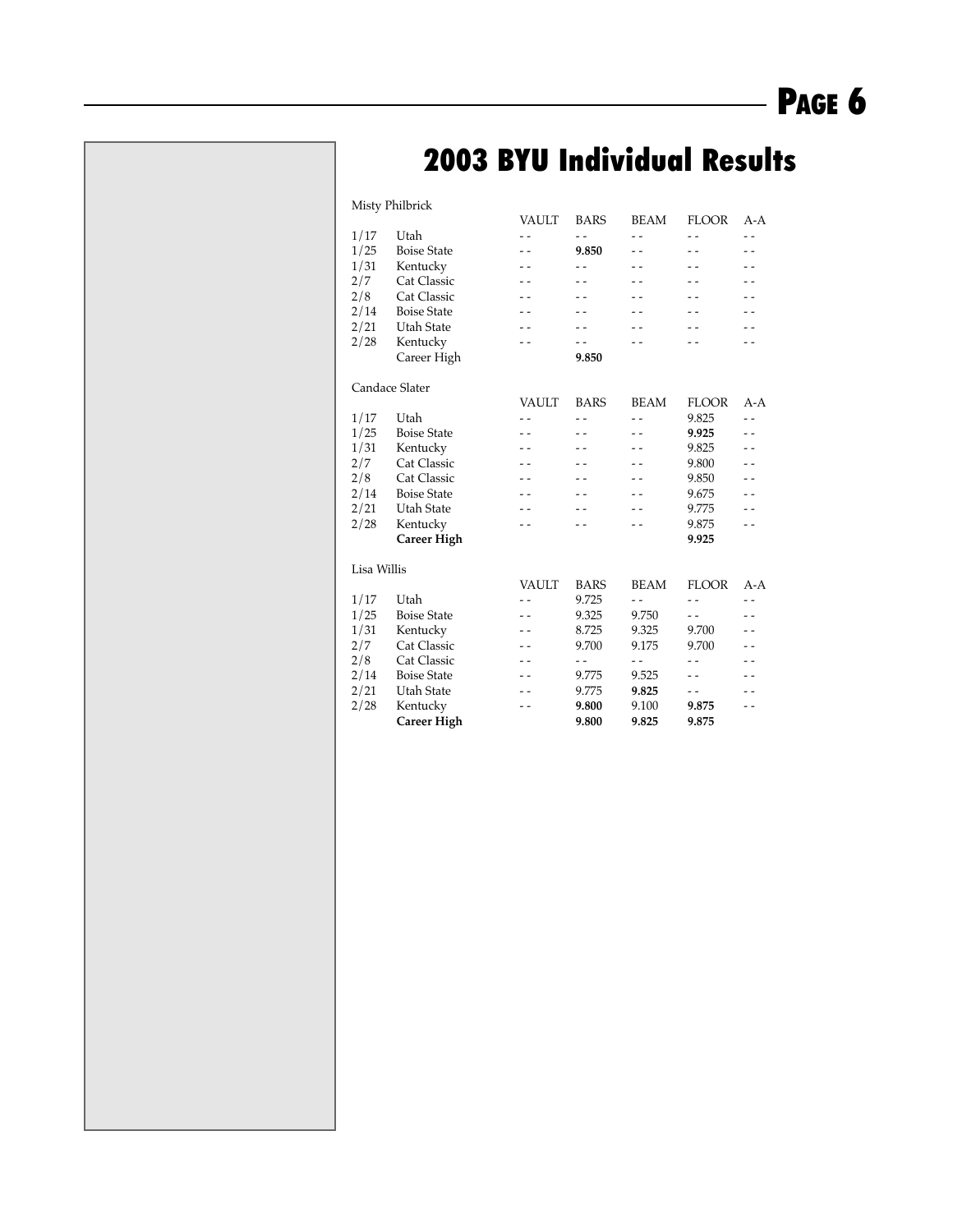# 2003 BYU Individual Results

Misty Philbrick

| | | VAULT | BARS | BEAM | FLOOR | A-A |
|---|---|---|---|---|---|---|
| 1/17 | Utah | - - | - - | - - | - - | - - |
| 1/25 | Boise State | - - | **9.850** | - - | - - | - - |
| 1/31 | Kentucky | - - | - - | - - | - - | - - |
| 2/7 | Cat Classic | - - | - - | - - | - - | - - |
| 2/8 | Cat Classic | - - | - - | - - | - - | - - |
| 2/14 | Boise State | - - | - - | - - | - - | - - |
| 2/21 | Utah State | - - | - - | - - | - - | - - |
| 2/28 | Kentucky | - - | - - | - - | - - | - - |
| | Career High | | **9.850** | | | |

Candace Slater

| | | VAULT | BARS | BEAM | FLOOR | A-A |
|---|---|---|---|---|---|---|
| 1/17 | Utah | - - | - - | - - | 9.825 | - - |
| 1/25 | Boise State | - - | - - | - - | **9.925** | - - |
| 1/31 | Kentucky | - - | - - | - - | 9.825 | - - |
| 2/7 | Cat Classic | - - | - - | - - | 9.800 | - - |
| 2/8 | Cat Classic | - - | - - | - - | 9.850 | - - |
| 2/14 | Boise State | - - | - - | - - | 9.675 | - - |
| 2/21 | Utah State | - - | - - | - - | 9.775 | - - |
| 2/28 | Kentucky | - - | - - | - - | 9.875 | - - |
| | **Career High** | | | | **9.925** | |

Lisa Willis

| | | VAULT | BARS | BEAM | FLOOR | A-A |
|---|---|---|---|---|---|---|
| 1/17 | Utah | - - | 9.725 | - - | - - | - - |
| 1/25 | Boise State | - - | 9.325 | 9.750 | - - | - - |
| 1/31 | Kentucky | - - | 8.725 | 9.325 | 9.700 | - - |
| 2/7 | Cat Classic | - - | 9.700 | 9.175 | 9.700 | - - |
| 2/8 | Cat Classic | - - | - - | - - | - - | - - |
| 2/14 | Boise State | - - | 9.775 | 9.525 | - - | - - |
| 2/21 | Utah State | - - | 9.775 | **9.825** | - - | - - |
| 2/28 | Kentucky | - - | **9.800** | 9.100 | **9.875** | - - |
| | **Career High** | | **9.800** | **9.825** | **9.875** | |